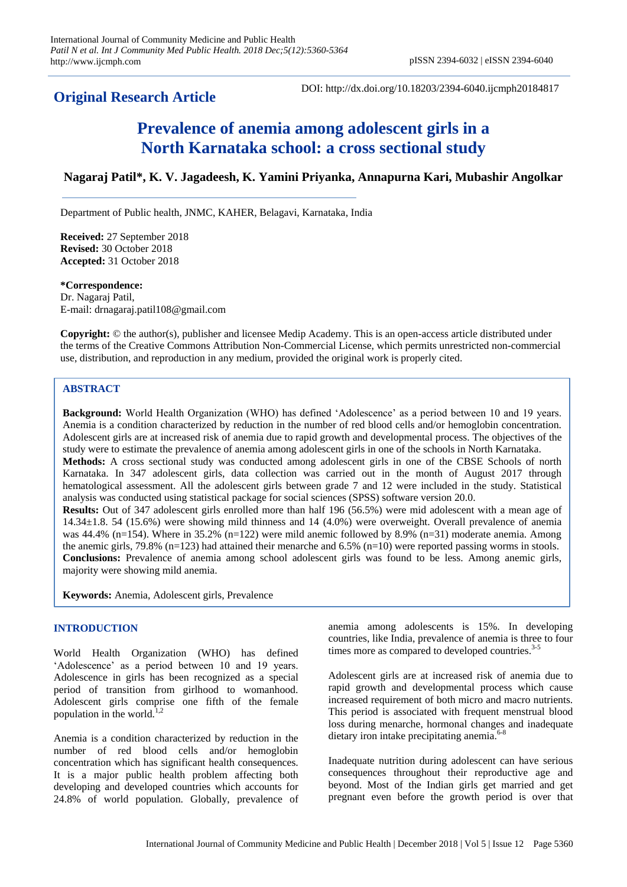**Original Research Article**

DOI: http://dx.doi.org/10.18203/2394-6040.ijcmph20184817

# Prevalence of anemia among adolescent girls in a North Karnataka school: a cross sectional study

**Nagaraj Patil\*, K. V. Jagadeesh, K. Yamini Priyanka, Annapurna Kari, Mubashir Angolkar**

Department of Public health, JNMC, KAHER, Belagavi, Karnataka, India

**Received:** 27 September 2018
**Revised:** 30 October 2018
**Accepted:** 31 October 2018

**\*Correspondence:**
Dr. Nagaraj Patil,
E-mail: drnagaraj.patil108@gmail.com

**Copyright:** © the author(s), publisher and licensee Medip Academy. This is an open-access article distributed under the terms of the Creative Commons Attribution Non-Commercial License, which permits unrestricted non-commercial use, distribution, and reproduction in any medium, provided the original work is properly cited.

## ABSTRACT

**Background:** World Health Organization (WHO) has defined 'Adolescence' as a period between 10 and 19 years. Anemia is a condition characterized by reduction in the number of red blood cells and/or hemoglobin concentration. Adolescent girls are at increased risk of anemia due to rapid growth and developmental process. The objectives of the study were to estimate the prevalence of anemia among adolescent girls in one of the schools in North Karnataka.

**Methods:** A cross sectional study was conducted among adolescent girls in one of the CBSE Schools of north Karnataka. In 347 adolescent girls, data collection was carried out in the month of August 2017 through hematological assessment. All the adolescent girls between grade 7 and 12 were included in the study. Statistical analysis was conducted using statistical package for social sciences (SPSS) software version 20.0.

**Results:** Out of 347 adolescent girls enrolled more than half 196 (56.5%) were mid adolescent with a mean age of 14.34±1.8. 54 (15.6%) were showing mild thinness and 14 (4.0%) were overweight. Overall prevalence of anemia was 44.4% (n=154). Where in 35.2% (n=122) were mild anemic followed by 8.9% (n=31) moderate anemia. Among the anemic girls, 79.8% (n=123) had attained their menarche and 6.5% (n=10) were reported passing worms in stools.

**Conclusions:** Prevalence of anemia among school adolescent girls was found to be less. Among anemic girls, majority were showing mild anemia.

**Keywords:** Anemia, Adolescent girls, Prevalence

## INTRODUCTION

World Health Organization (WHO) has defined 'Adolescence' as a period between 10 and 19 years. Adolescence in girls has been recognized as a special period of transition from girlhood to womanhood. Adolescent girls comprise one fifth of the female population in the world.[1,2]

Anemia is a condition characterized by reduction in the number of red blood cells and/or hemoglobin concentration which has significant health consequences. It is a major public health problem affecting both developing and developed countries which accounts for 24.8% of world population. Globally, prevalence of anemia among adolescents is 15%. In developing countries, like India, prevalence of anemia is three to four times more as compared to developed countries.[3-5]

Adolescent girls are at increased risk of anemia due to rapid growth and developmental process which cause increased requirement of both micro and macro nutrients. This period is associated with frequent menstrual blood loss during menarche, hormonal changes and inadequate dietary iron intake precipitating anemia.[6-8]

Inadequate nutrition during adolescent can have serious consequences throughout their reproductive age and beyond. Most of the Indian girls get married and get pregnant even before the growth period is over that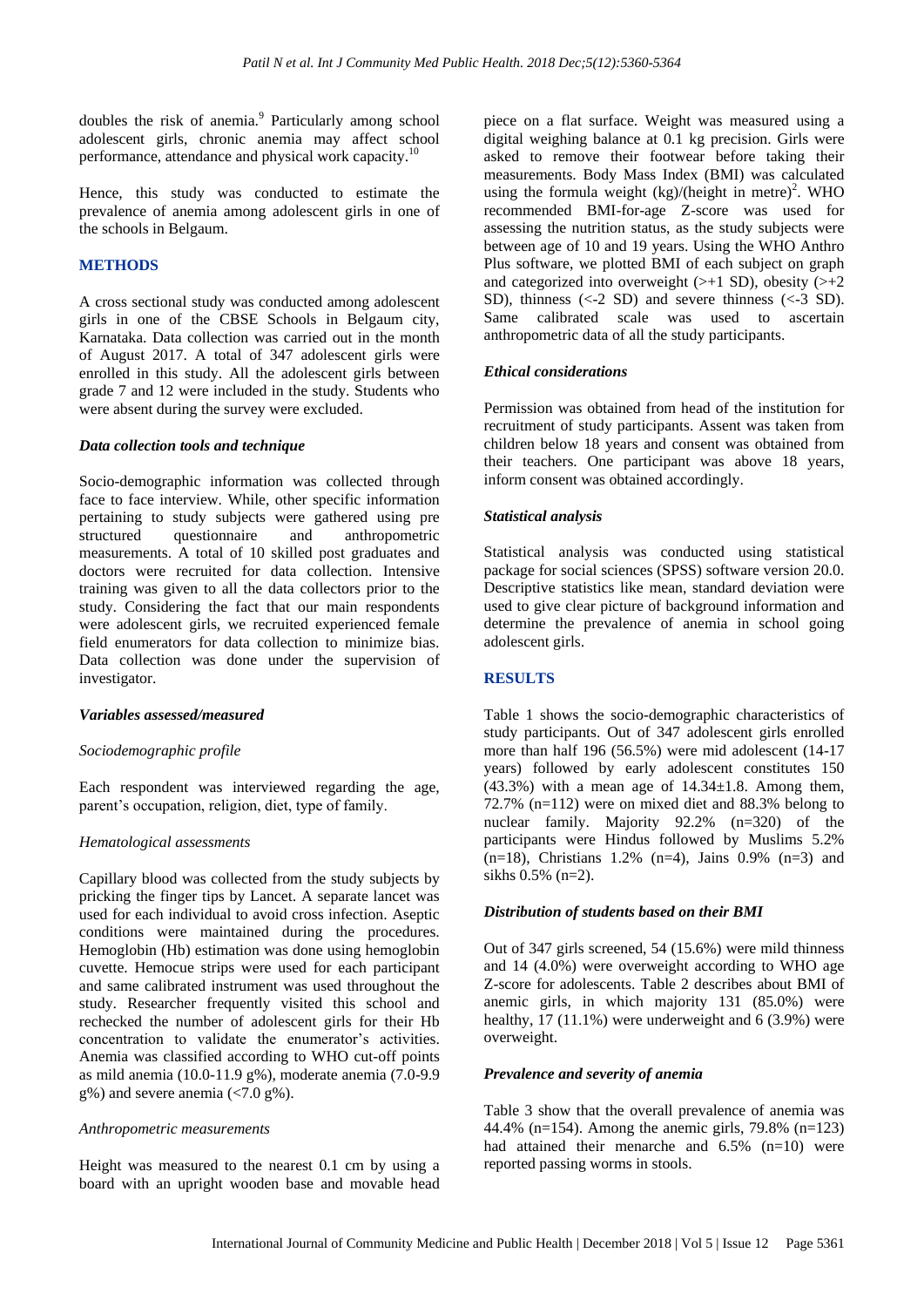doubles the risk of anemia.[9] Particularly among school adolescent girls, chronic anemia may affect school performance, attendance and physical work capacity.[10]

Hence, this study was conducted to estimate the prevalence of anemia among adolescent girls in one of the schools in Belgaum.

## METHODS

A cross sectional study was conducted among adolescent girls in one of the CBSE Schools in Belgaum city, Karnataka. Data collection was carried out in the month of August 2017. A total of 347 adolescent girls were enrolled in this study. All the adolescent girls between grade 7 and 12 were included in the study. Students who were absent during the survey were excluded.

### *Data collection tools and technique*

Socio-demographic information was collected through face to face interview. While, other specific information pertaining to study subjects were gathered using pre structured questionnaire and anthropometric measurements. A total of 10 skilled post graduates and doctors were recruited for data collection. Intensive training was given to all the data collectors prior to the study. Considering the fact that our main respondents were adolescent girls, we recruited experienced female field enumerators for data collection to minimize bias. Data collection was done under the supervision of investigator.

### *Variables assessed/measured*

#### *Sociodemographic profile*

Each respondent was interviewed regarding the age, parent's occupation, religion, diet, type of family.

#### *Hematological assessments*

Capillary blood was collected from the study subjects by pricking the finger tips by Lancet. A separate lancet was used for each individual to avoid cross infection. Aseptic conditions were maintained during the procedures. Hemoglobin (Hb) estimation was done using hemoglobin cuvette. Hemocue strips were used for each participant and same calibrated instrument was used throughout the study. Researcher frequently visited this school and rechecked the number of adolescent girls for their Hb concentration to validate the enumerator's activities. Anemia was classified according to WHO cut-off points as mild anemia (10.0-11.9 g%), moderate anemia (7.0-9.9 g%) and severe anemia (<7.0 g%).

#### *Anthropometric measurements*

Height was measured to the nearest 0.1 cm by using a board with an upright wooden base and movable head piece on a flat surface. Weight was measured using a digital weighing balance at 0.1 kg precision. Girls were asked to remove their footwear before taking their measurements. Body Mass Index (BMI) was calculated using the formula weight (kg)/(height in metre)$^2$. WHO recommended BMI-for-age Z-score was used for assessing the nutrition status, as the study subjects were between age of 10 and 19 years. Using the WHO Anthro Plus software, we plotted BMI of each subject on graph and categorized into overweight (>+1 SD), obesity (>+2 SD), thinness (<-2 SD) and severe thinness (<-3 SD). Same calibrated scale was used to ascertain anthropometric data of all the study participants.

### *Ethical considerations*

Permission was obtained from head of the institution for recruitment of study participants. Assent was taken from children below 18 years and consent was obtained from their teachers. One participant was above 18 years, inform consent was obtained accordingly.

### *Statistical analysis*

Statistical analysis was conducted using statistical package for social sciences (SPSS) software version 20.0. Descriptive statistics like mean, standard deviation were used to give clear picture of background information and determine the prevalence of anemia in school going adolescent girls.

## RESULTS

Table 1 shows the socio-demographic characteristics of study participants. Out of 347 adolescent girls enrolled more than half 196 (56.5%) were mid adolescent (14-17 years) followed by early adolescent constitutes 150 (43.3%) with a mean age of 14.34±1.8. Among them, 72.7% (n=112) were on mixed diet and 88.3% belong to nuclear family. Majority 92.2% (n=320) of the participants were Hindus followed by Muslims 5.2% (n=18), Christians 1.2% (n=4), Jains 0.9% (n=3) and sikhs 0.5% (n=2).

### *Distribution of students based on their BMI*

Out of 347 girls screened, 54 (15.6%) were mild thinness and 14 (4.0%) were overweight according to WHO age Z-score for adolescents. Table 2 describes about BMI of anemic girls, in which majority 131 (85.0%) were healthy, 17 (11.1%) were underweight and 6 (3.9%) were overweight.

### *Prevalence and severity of anemia*

Table 3 show that the overall prevalence of anemia was 44.4% (n=154). Among the anemic girls, 79.8% (n=123) had attained their menarche and 6.5% (n=10) were reported passing worms in stools.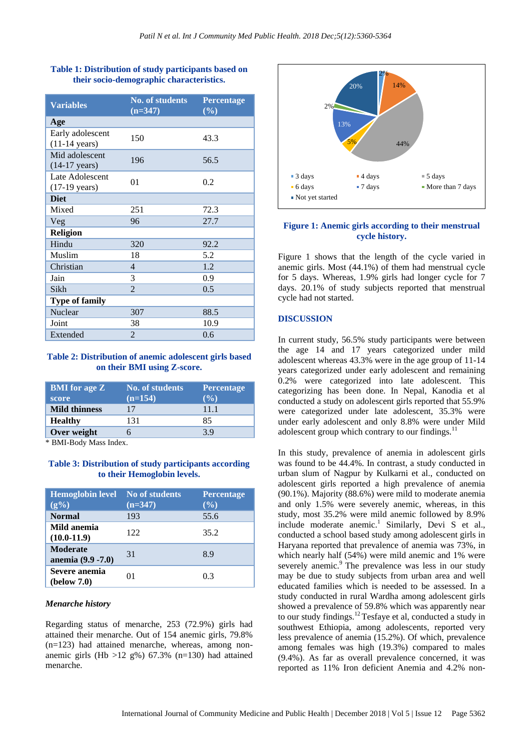**Table 1: Distribution of study participants based on their socio-demographic characteristics.**

| Variables | No. of students (n=347) | Percentage (%) |
|---|---|---|
| **Age** | | |
| Early adolescent (11-14 years) | 150 | 43.3 |
| Mid adolescent (14-17 years) | 196 | 56.5 |
| Late Adolescent (17-19 years) | 01 | 0.2 |
| **Diet** | | |
| Mixed | 251 | 72.3 |
| Veg | 96 | 27.7 |
| **Religion** | | |
| Hindu | 320 | 92.2 |
| Muslim | 18 | 5.2 |
| Christian | 4 | 1.2 |
| Jain | 3 | 0.9 |
| Sikh | 2 | 0.5 |
| **Type of family** | | |
| Nuclear | 307 | 88.5 |
| Joint | 38 | 10.9 |
| Extended | 2 | 0.6 |

**Table 2: Distribution of anemic adolescent girls based on their BMI using Z-score.**

| BMI for age Z score | No. of students (n=154) | Percentage (%) |
|---|---|---|
| **Mild thinness** | 17 | 11.1 |
| **Healthy** | 131 | 85 |
| **Over weight** | 6 | 3.9 |

\* BMI-Body Mass Index.

**Table 3: Distribution of study participants according to their Hemoglobin levels.**

| Hemoglobin level (g%) | No of students (n=347) | Percentage (%) |
|---|---|---|
| **Normal** | 193 | 55.6 |
| **Mild anemia (10.0-11.9)** | 122 | 35.2 |
| **Moderate anemia (9.9 -7.0)** | 31 | 8.9 |
| **Severe anemia (below 7.0)** | 01 | 0.3 |

### *Menarche history*

Regarding status of menarche, 253 (72.9%) girls had attained their menarche. Out of 154 anemic girls, 79.8% (n=123) had attained menarche, whereas, among non-anemic girls (Hb >12 g%) 67.3% (n=130) had attained menarche.

**Figure 1: Anemic girls according to their menstrual cycle history.**

Figure 1 shows that the length of the cycle varied in anemic girls. Most (44.1%) of them had menstrual cycle for 5 days. Whereas, 1.9% girls had longer cycle for 7 days. 20.1% of study subjects reported that menstrual cycle had not started.

## DISCUSSION

In current study, 56.5% study participants were between the age 14 and 17 years categorized under mild adolescent whereas 43.3% were in the age group of 11-14 years categorized under early adolescent and remaining 0.2% were categorized into late adolescent. This categorizing has been done. In Nepal, Kanodia et al conducted a study on adolescent girls reported that 55.9% were categorized under late adolescent, 35.3% were under early adolescent and only 8.8% were under Mild adolescent group which contrary to our findings.[11]

In this study, prevalence of anemia in adolescent girls was found to be 44.4%. In contrast, a study conducted in urban slum of Nagpur by Kulkarni et al., conducted on adolescent girls reported a high prevalence of anemia (90.1%). Majority (88.6%) were mild to moderate anemia and only 1.5% were severely anemic, whereas, in this study, most 35.2% were mild anemic followed by 8.9% include moderate anemic.[1] Similarly, Devi S et al., conducted a school based study among adolescent girls in Haryana reported that prevalence of anemia was 73%, in which nearly half (54%) were mild anemic and 1% were severely anemic.[9] The prevalence was less in our study may be due to study subjects from urban area and well educated families which is needed to be assessed. In a study conducted in rural Wardha among adolescent girls showed a prevalence of 59.8% which was apparently near to our study findings.[12] Tesfaye et al, conducted a study in southwest Ethiopia, among adolescents, reported very less prevalence of anemia (15.2%). Of which, prevalence among females was high (19.3%) compared to males (9.4%). As far as overall prevalence concerned, it was reported as 11% Iron deficient Anemia and 4.2% non-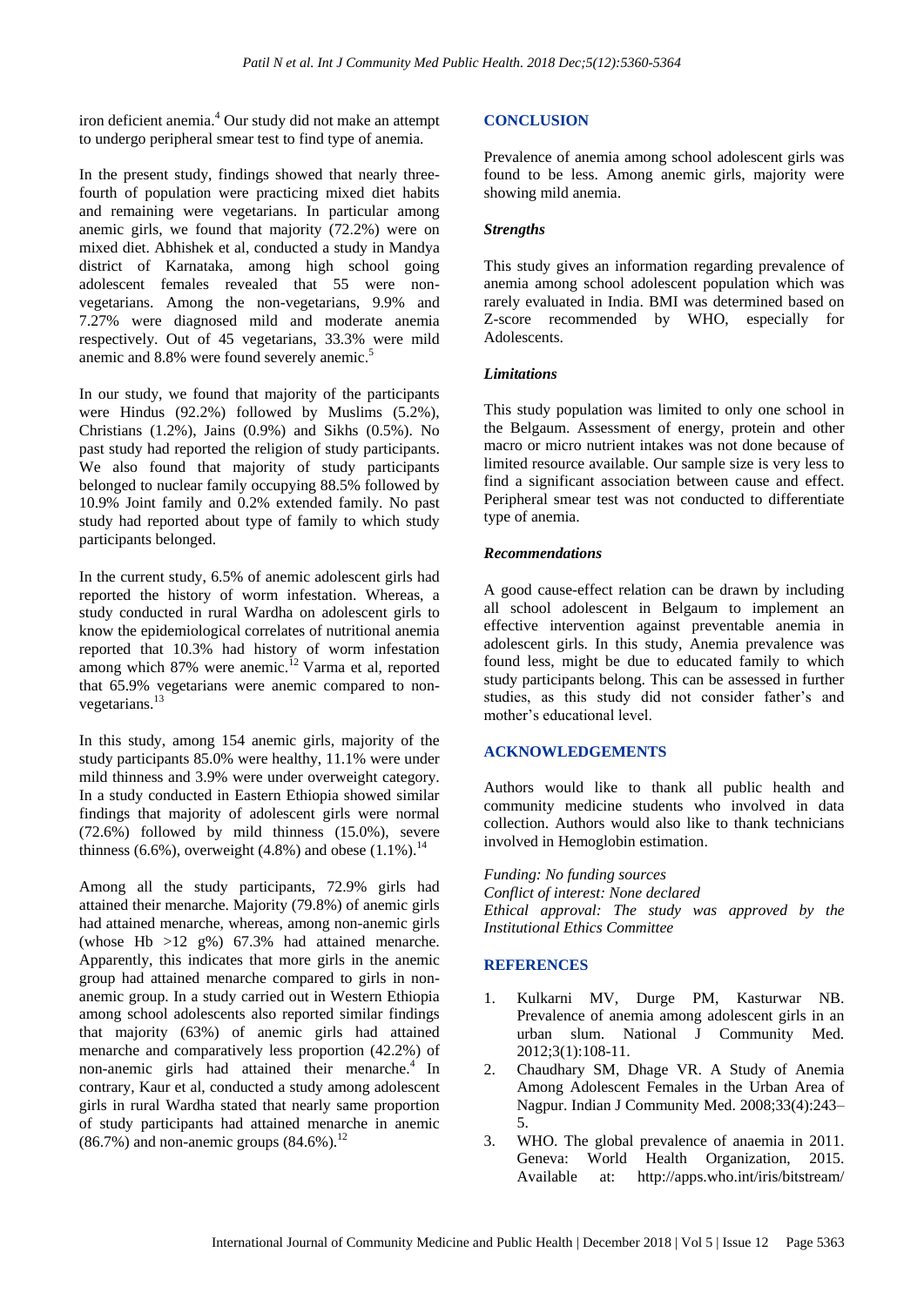iron deficient anemia.[4] Our study did not make an attempt to undergo peripheral smear test to find type of anemia.

In the present study, findings showed that nearly three-fourth of population were practicing mixed diet habits and remaining were vegetarians. In particular among anemic girls, we found that majority (72.2%) were on mixed diet. Abhishek et al, conducted a study in Mandya district of Karnataka, among high school going adolescent females revealed that 55 were non-vegetarians. Among the non-vegetarians, 9.9% and 7.27% were diagnosed mild and moderate anemia respectively. Out of 45 vegetarians, 33.3% were mild anemic and 8.8% were found severely anemic.[5]

In our study, we found that majority of the participants were Hindus (92.2%) followed by Muslims (5.2%), Christians (1.2%), Jains (0.9%) and Sikhs (0.5%). No past study had reported the religion of study participants. We also found that majority of study participants belonged to nuclear family occupying 88.5% followed by 10.9% Joint family and 0.2% extended family. No past study had reported about type of family to which study participants belonged.

In the current study, 6.5% of anemic adolescent girls had reported the history of worm infestation. Whereas, a study conducted in rural Wardha on adolescent girls to know the epidemiological correlates of nutritional anemia reported that 10.3% had history of worm infestation among which 87% were anemic.[12] Varma et al, reported that 65.9% vegetarians were anemic compared to non-vegetarians.[13]

In this study, among 154 anemic girls, majority of the study participants 85.0% were healthy, 11.1% were under mild thinness and 3.9% were under overweight category. In a study conducted in Eastern Ethiopia showed similar findings that majority of adolescent girls were normal (72.6%) followed by mild thinness (15.0%), severe thinness (6.6%), overweight (4.8%) and obese (1.1%).[14]

Among all the study participants, 72.9% girls had attained their menarche. Majority (79.8%) of anemic girls had attained menarche, whereas, among non-anemic girls (whose Hb >12 g%) 67.3% had attained menarche. Apparently, this indicates that more girls in the anemic group had attained menarche compared to girls in non-anemic group. In a study carried out in Western Ethiopia among school adolescents also reported similar findings that majority (63%) of anemic girls had attained menarche and comparatively less proportion (42.2%) of non-anemic girls had attained their menarche.[4] In contrary, Kaur et al, conducted a study among adolescent girls in rural Wardha stated that nearly same proportion of study participants had attained menarche in anemic (86.7%) and non-anemic groups (84.6%).[12]

## CONCLUSION

Prevalence of anemia among school adolescent girls was found to be less. Among anemic girls, majority were showing mild anemia.

### *Strengths*

This study gives an information regarding prevalence of anemia among school adolescent population which was rarely evaluated in India. BMI was determined based on Z-score recommended by WHO, especially for Adolescents.

### *Limitations*

This study population was limited to only one school in the Belgaum. Assessment of energy, protein and other macro or micro nutrient intakes was not done because of limited resource available. Our sample size is very less to find a significant association between cause and effect. Peripheral smear test was not conducted to differentiate type of anemia.

### *Recommendations*

A good cause-effect relation can be drawn by including all school adolescent in Belgaum to implement an effective intervention against preventable anemia in adolescent girls. In this study, Anemia prevalence was found less, might be due to educated family to which study participants belong. This can be assessed in further studies, as this study did not consider father's and mother's educational level.

## ACKNOWLEDGEMENTS

Authors would like to thank all public health and community medicine students who involved in data collection. Authors would also like to thank technicians involved in Hemoglobin estimation.

*Funding: No funding sources*
*Conflict of interest: None declared*
*Ethical approval: The study was approved by the Institutional Ethics Committee*

## REFERENCES

1. Kulkarni MV, Durge PM, Kasturwar NB. Prevalence of anemia among adolescent girls in an urban slum. National J Community Med. 2012;3(1):108-11.
2. Chaudhary SM, Dhage VR. A Study of Anemia Among Adolescent Females in the Urban Area of Nagpur. Indian J Community Med. 2008;33(4):243–5.
3. WHO. The global prevalence of anaemia in 2011. Geneva: World Health Organization, 2015. Available at: http://apps.who.int/iris/bitstream/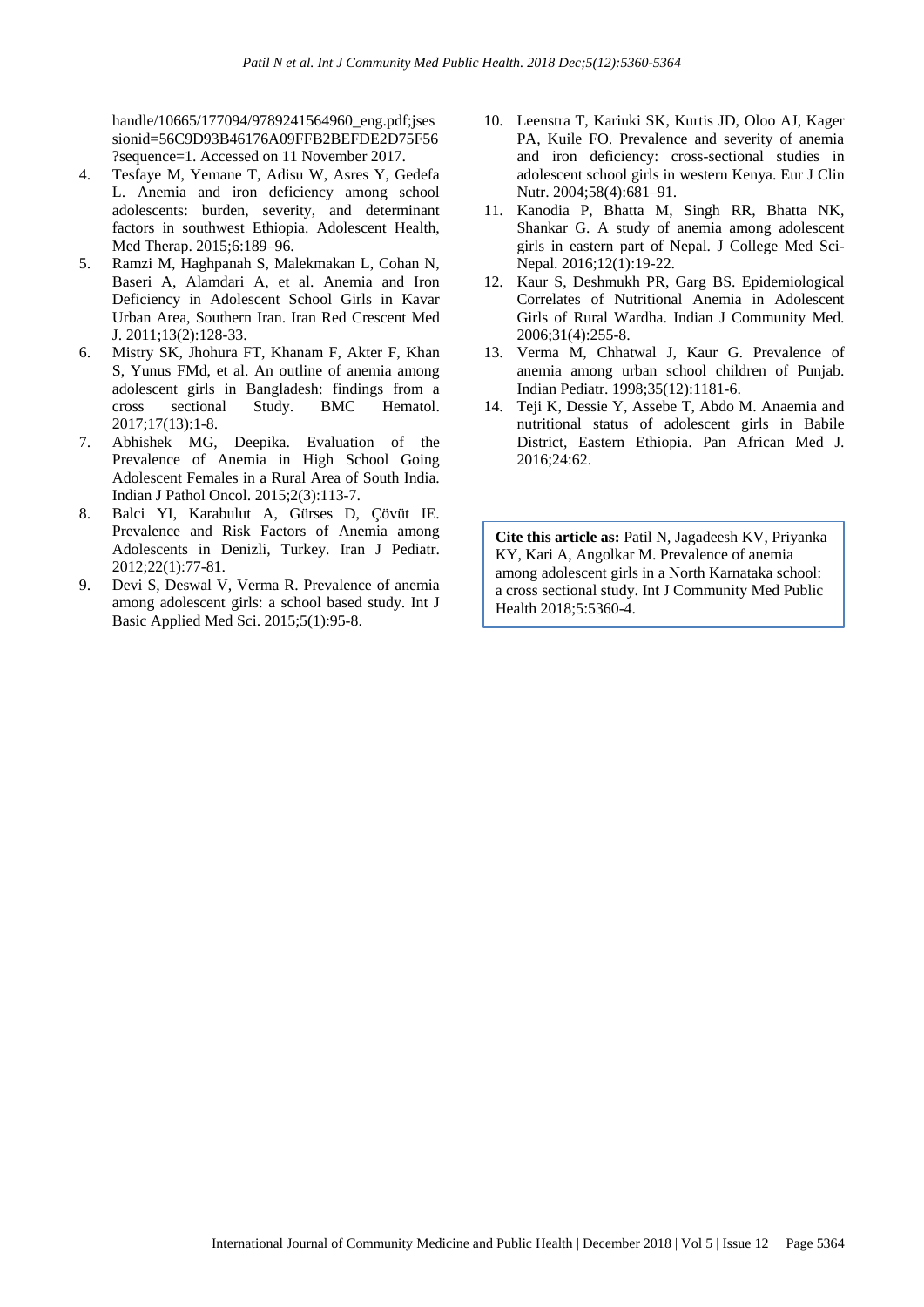handle/10665/177094/9789241564960_eng.pdf;jsessionid=56C9D93B46176A09FFB2BEFDE2D75F56?sequence=1. Accessed on 11 November 2017.

4. Tesfaye M, Yemane T, Adisu W, Asres Y, Gedefa L. Anemia and iron deficiency among school adolescents: burden, severity, and determinant factors in southwest Ethiopia. Adolescent Health, Med Therap. 2015;6:189–96.
5. Ramzi M, Haghpanah S, Malekmakan L, Cohan N, Baseri A, Alamdari A, et al. Anemia and Iron Deficiency in Adolescent School Girls in Kavar Urban Area, Southern Iran. Iran Red Crescent Med J. 2011;13(2):128-33.
6. Mistry SK, Jhohura FT, Khanam F, Akter F, Khan S, Yunus FMd, et al. An outline of anemia among adolescent girls in Bangladesh: findings from a cross sectional Study. BMC Hematol. 2017;17(13):1-8.
7. Abhishek MG, Deepika. Evaluation of the Prevalence of Anemia in High School Going Adolescent Females in a Rural Area of South India. Indian J Pathol Oncol. 2015;2(3):113-7.
8. Balci YI, Karabulut A, Gürses D, Çövüt IE. Prevalence and Risk Factors of Anemia among Adolescents in Denizli, Turkey. Iran J Pediatr. 2012;22(1):77-81.
9. Devi S, Deswal V, Verma R. Prevalence of anemia among adolescent girls: a school based study. Int J Basic Applied Med Sci. 2015;5(1):95-8.
10. Leenstra T, Kariuki SK, Kurtis JD, Oloo AJ, Kager PA, Kuile FO. Prevalence and severity of anemia and iron deficiency: cross-sectional studies in adolescent school girls in western Kenya. Eur J Clin Nutr. 2004;58(4):681–91.
11. Kanodia P, Bhatta M, Singh RR, Bhatta NK, Shankar G. A study of anemia among adolescent girls in eastern part of Nepal. J College Med Sci-Nepal. 2016;12(1):19-22.
12. Kaur S, Deshmukh PR, Garg BS. Epidemiological Correlates of Nutritional Anemia in Adolescent Girls of Rural Wardha. Indian J Community Med. 2006;31(4):255-8.
13. Verma M, Chhatwal J, Kaur G. Prevalence of anemia among urban school children of Punjab. Indian Pediatr. 1998;35(12):1181-6.
14. Teji K, Dessie Y, Assebe T, Abdo M. Anaemia and nutritional status of adolescent girls in Babile District, Eastern Ethiopia. Pan African Med J. 2016;24:62.

**Cite this article as:** Patil N, Jagadeesh KV, Priyanka KY, Kari A, Angolkar M. Prevalence of anemia among adolescent girls in a North Karnataka school: a cross sectional study. Int J Community Med Public Health 2018;5:5360-4.